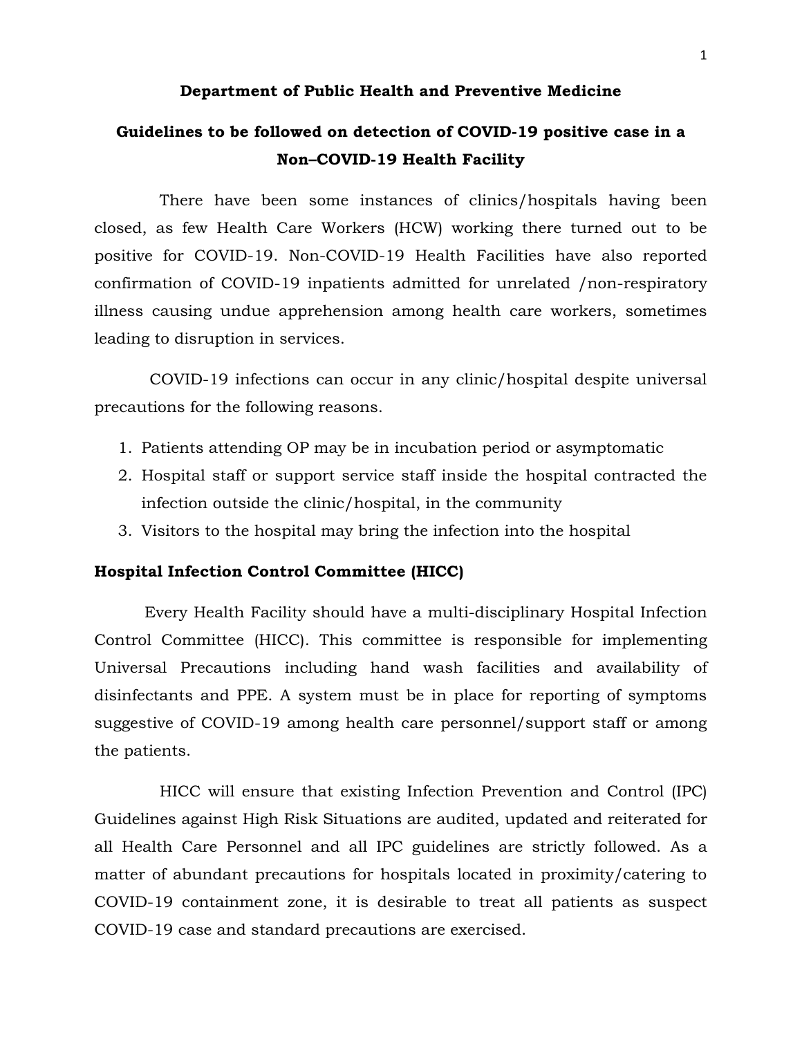# Department of Public Health and Preventive Medicine

## Guidelines to be followed on detection of COVID-19 positive case in a Non–COVID-19 Health Facility

There have been some instances of clinics/hospitals having been closed, as few Health Care Workers (HCW) working there turned out to be positive for COVID-19. Non-COVID-19 Health Facilities have also reported confirmation of COVID-19 inpatients admitted for unrelated /non-respiratory illness causing undue apprehension among health care workers, sometimes leading to disruption in services.

COVID-19 infections can occur in any clinic/hospital despite universal precautions for the following reasons.

1. Patients attending OP may be in incubation period or asymptomatic
2. Hospital staff or support service staff inside the hospital contracted the infection outside the clinic/hospital, in the community
3. Visitors to the hospital may bring the infection into the hospital

### Hospital Infection Control Committee (HICC)

Every Health Facility should have a multi-disciplinary Hospital Infection Control Committee (HICC). This committee is responsible for implementing Universal Precautions including hand wash facilities and availability of disinfectants and PPE. A system must be in place for reporting of symptoms suggestive of COVID-19 among health care personnel/support staff or among the patients.

HICC will ensure that existing Infection Prevention and Control (IPC) Guidelines against High Risk Situations are audited, updated and reiterated for all Health Care Personnel and all IPC guidelines are strictly followed. As a matter of abundant precautions for hospitals located in proximity/catering to COVID-19 containment zone, it is desirable to treat all patients as suspect COVID-19 case and standard precautions are exercised.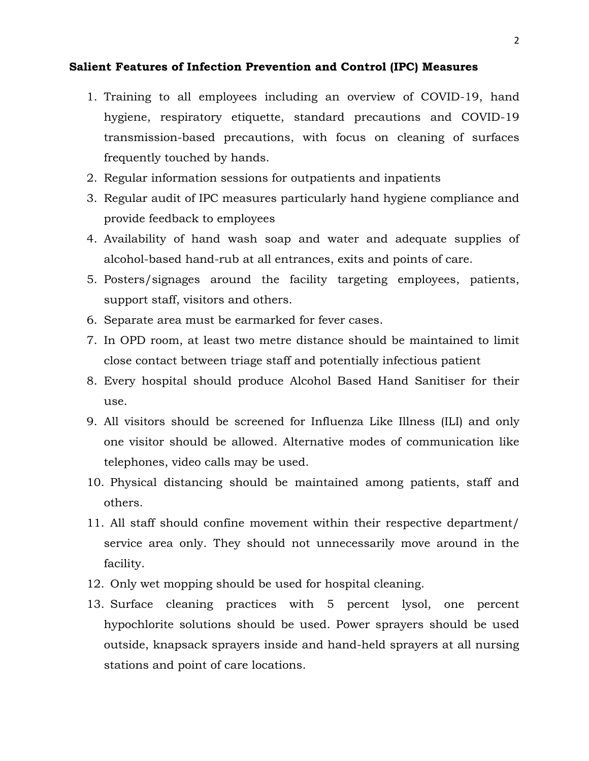**Salient Features of Infection Prevention and Control (IPC) Measures**

1. Training to all employees including an overview of COVID-19, hand hygiene, respiratory etiquette, standard precautions and COVID-19 transmission-based precautions, with focus on cleaning of surfaces frequently touched by hands.
2. Regular information sessions for outpatients and inpatients
3. Regular audit of IPC measures particularly hand hygiene compliance and provide feedback to employees
4. Availability of hand wash soap and water and adequate supplies of alcohol-based hand-rub at all entrances, exits and points of care.
5. Posters/signages around the facility targeting employees, patients, support staff, visitors and others.
6. Separate area must be earmarked for fever cases.
7. In OPD room, at least two metre distance should be maintained to limit close contact between triage staff and potentially infectious patient
8. Every hospital should produce Alcohol Based Hand Sanitiser for their use.
9. All visitors should be screened for Influenza Like Illness (ILI) and only one visitor should be allowed. Alternative modes of communication like telephones, video calls may be used.
10. Physical distancing should be maintained among patients, staff and others.
11. All staff should confine movement within their respective department/ service area only. They should not unnecessarily move around in the facility.
12. Only wet mopping should be used for hospital cleaning.
13. Surface cleaning practices with 5 percent lysol, one percent hypochlorite solutions should be used. Power sprayers should be used outside, knapsack sprayers inside and hand-held sprayers at all nursing stations and point of care locations.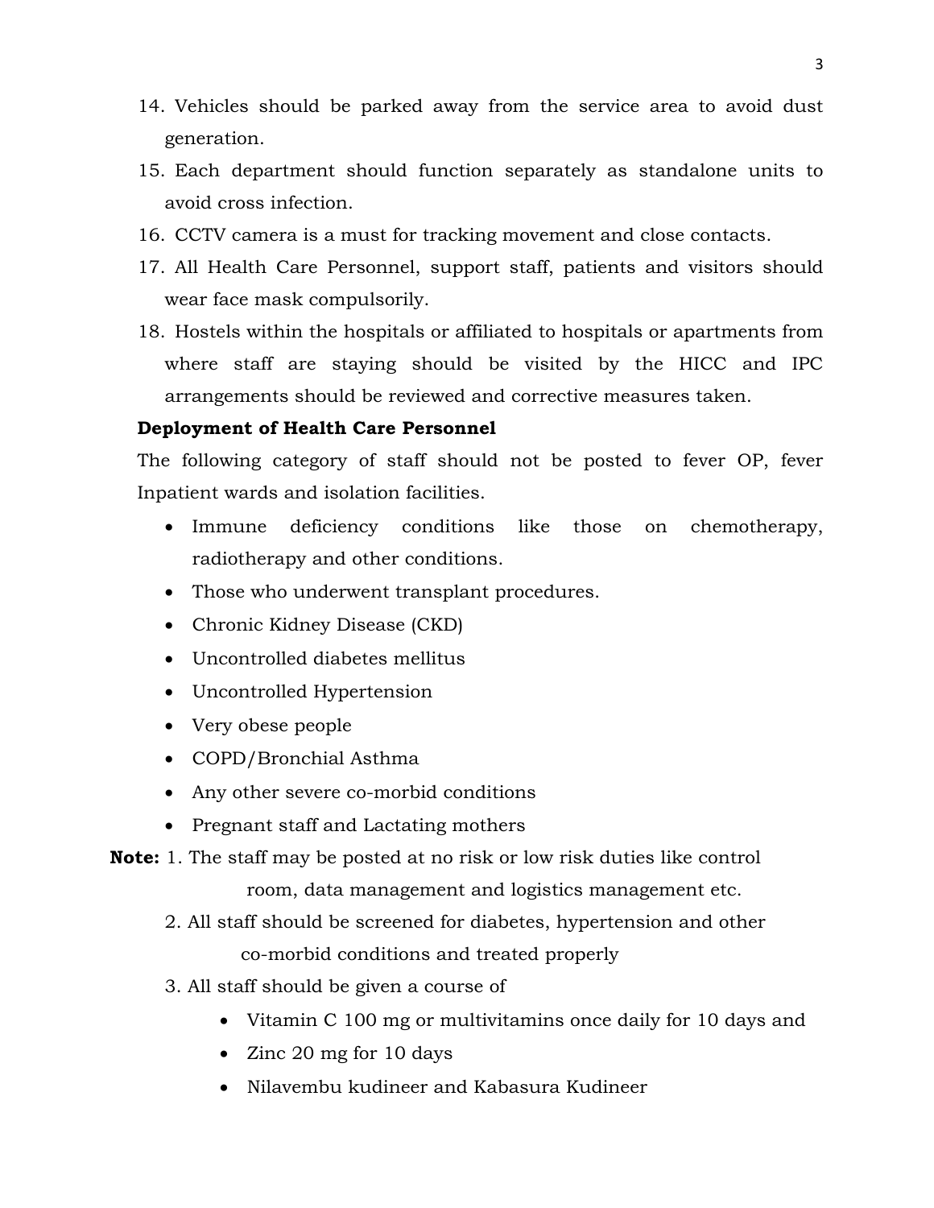14. Vehicles should be parked away from the service area to avoid dust generation.
15. Each department should function separately as standalone units to avoid cross infection.
16. CCTV camera is a must for tracking movement and close contacts.
17. All Health Care Personnel, support staff, patients and visitors should wear face mask compulsorily.
18. Hostels within the hospitals or affiliated to hospitals or apartments from where staff are staying should be visited by the HICC and IPC arrangements should be reviewed and corrective measures taken.

**Deployment of Health Care Personnel**

The following category of staff should not be posted to fever OP, fever Inpatient wards and isolation facilities.

- Immune deficiency conditions like those on chemotherapy, radiotherapy and other conditions.
- Those who underwent transplant procedures.
- Chronic Kidney Disease (CKD)
- Uncontrolled diabetes mellitus
- Uncontrolled Hypertension
- Very obese people
- COPD/Bronchial Asthma
- Any other severe co-morbid conditions
- Pregnant staff and Lactating mothers

**Note:** 1. The staff may be posted at no risk or low risk duties like control room, data management and logistics management etc.

2. All staff should be screened for diabetes, hypertension and other co-morbid conditions and treated properly

3. All staff should be given a course of

- Vitamin C 100 mg or multivitamins once daily for 10 days and
- Zinc 20 mg for 10 days
- Nilavembu kudineer and Kabasura Kudineer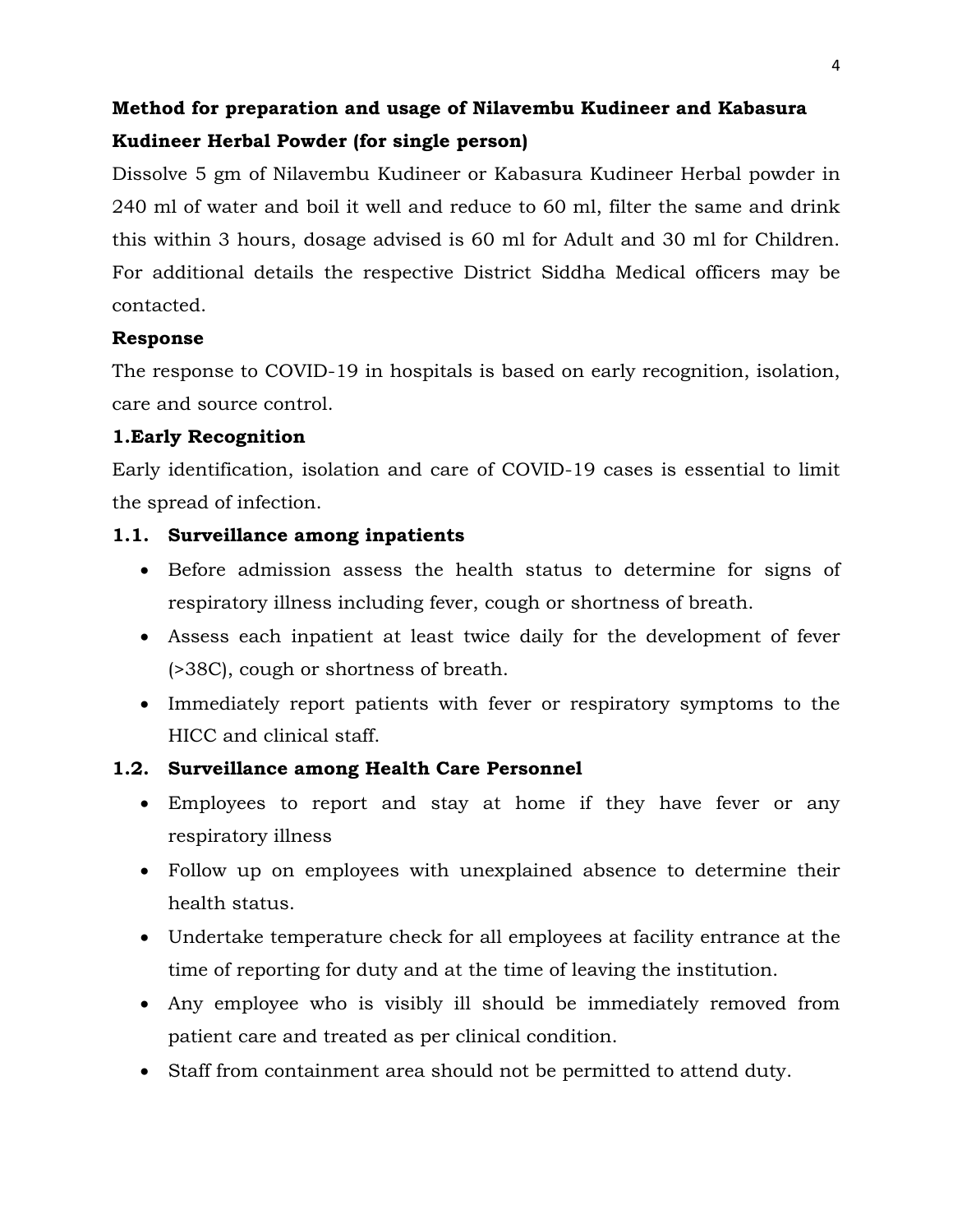**Method for preparation and usage of Nilavembu Kudineer and Kabasura Kudineer Herbal Powder (for single person)**

Dissolve 5 gm of Nilavembu Kudineer or Kabasura Kudineer Herbal powder in 240 ml of water and boil it well and reduce to 60 ml, filter the same and drink this within 3 hours, dosage advised is 60 ml for Adult and 30 ml for Children. For additional details the respective District Siddha Medical officers may be contacted.

**Response**

The response to COVID-19 in hospitals is based on early recognition, isolation, care and source control.

**1.Early Recognition**

Early identification, isolation and care of COVID-19 cases is essential to limit the spread of infection.

**1.1. Surveillance among inpatients**

- Before admission assess the health status to determine for signs of respiratory illness including fever, cough or shortness of breath.
- Assess each inpatient at least twice daily for the development of fever (>38C), cough or shortness of breath.
- Immediately report patients with fever or respiratory symptoms to the HICC and clinical staff.

**1.2. Surveillance among Health Care Personnel**

- Employees to report and stay at home if they have fever or any respiratory illness
- Follow up on employees with unexplained absence to determine their health status.
- Undertake temperature check for all employees at facility entrance at the time of reporting for duty and at the time of leaving the institution.
- Any employee who is visibly ill should be immediately removed from patient care and treated as per clinical condition.
- Staff from containment area should not be permitted to attend duty.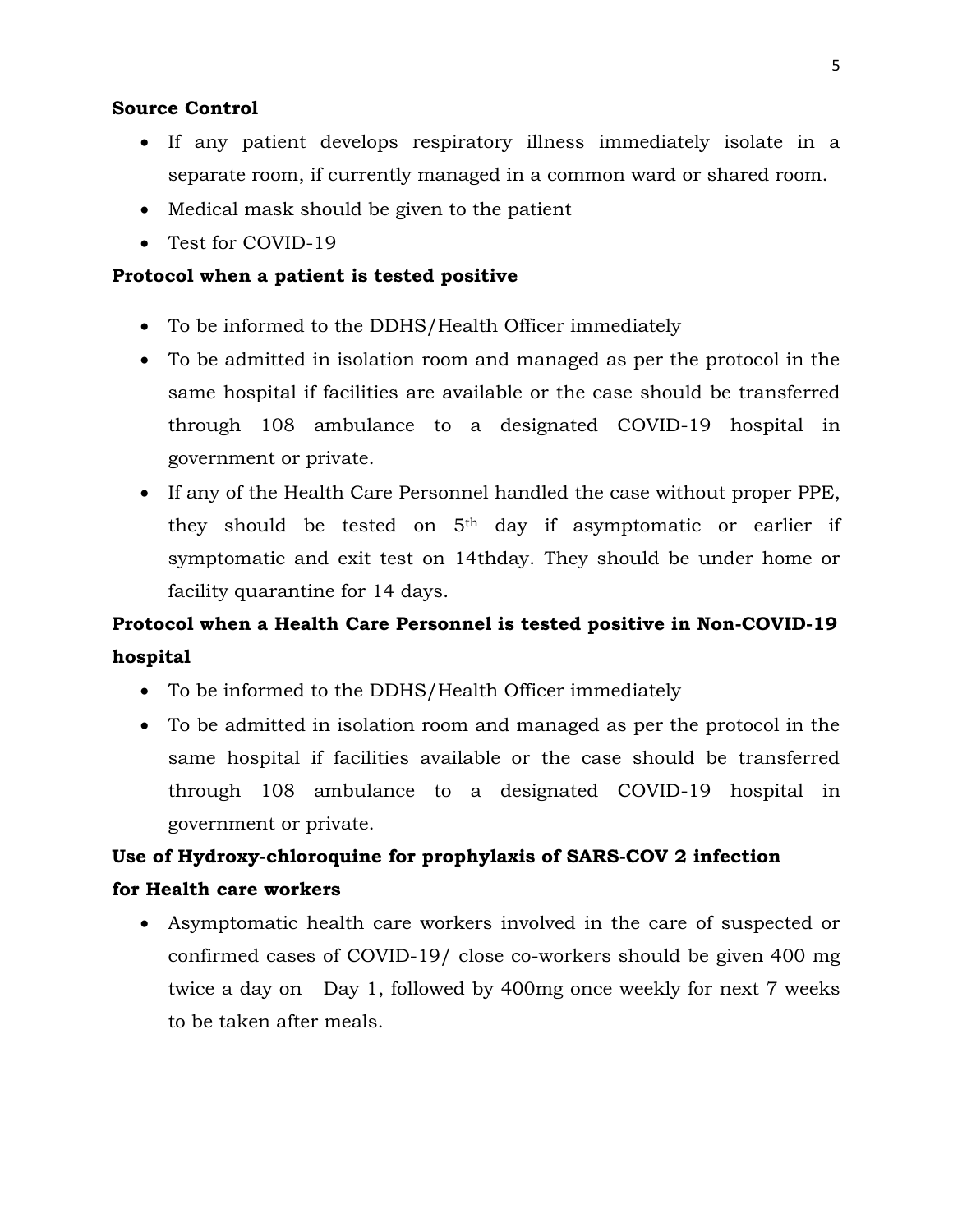**Source Control**

- If any patient develops respiratory illness immediately isolate in a separate room, if currently managed in a common ward or shared room.
- Medical mask should be given to the patient
- Test for COVID-19

**Protocol when a patient is tested positive**

- To be informed to the DDHS/Health Officer immediately
- To be admitted in isolation room and managed as per the protocol in the same hospital if facilities are available or the case should be transferred through 108 ambulance to a designated COVID-19 hospital in government or private.
- If any of the Health Care Personnel handled the case without proper PPE, they should be tested on 5th day if asymptomatic or earlier if symptomatic and exit test on 14thday. They should be under home or facility quarantine for 14 days.

**Protocol when a Health Care Personnel is tested positive in Non-COVID-19 hospital**

- To be informed to the DDHS/Health Officer immediately
- To be admitted in isolation room and managed as per the protocol in the same hospital if facilities available or the case should be transferred through 108 ambulance to a designated COVID-19 hospital in government or private.

**Use of Hydroxy-chloroquine for prophylaxis of SARS-COV 2 infection for Health care workers**

- Asymptomatic health care workers involved in the care of suspected or confirmed cases of COVID-19/ close co-workers should be given 400 mg twice a day on Day 1, followed by 400mg once weekly for next 7 weeks to be taken after meals.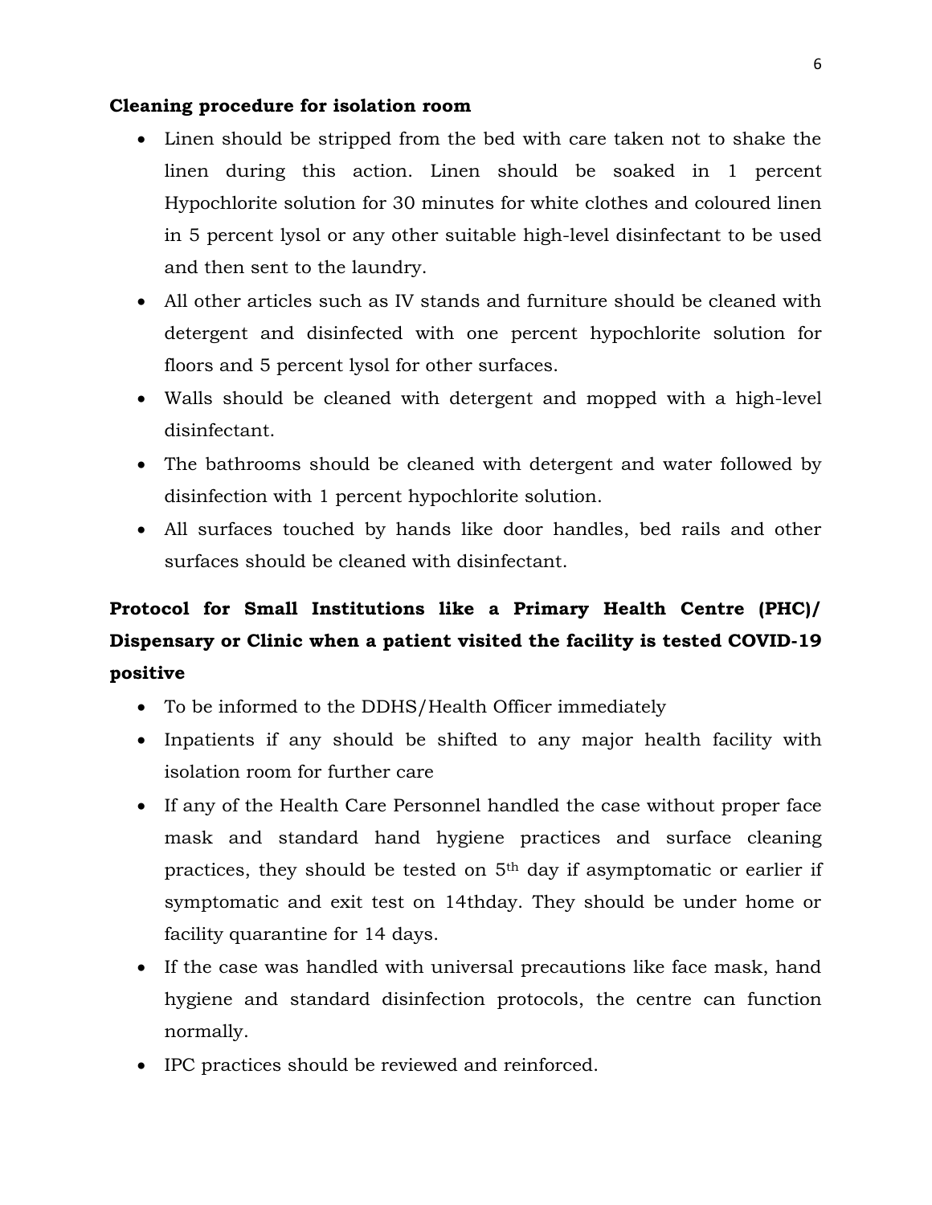**Cleaning procedure for isolation room**

- Linen should be stripped from the bed with care taken not to shake the linen during this action. Linen should be soaked in 1 percent Hypochlorite solution for 30 minutes for white clothes and coloured linen in 5 percent lysol or any other suitable high-level disinfectant to be used and then sent to the laundry.
- All other articles such as IV stands and furniture should be cleaned with detergent and disinfected with one percent hypochlorite solution for floors and 5 percent lysol for other surfaces.
- Walls should be cleaned with detergent and mopped with a high-level disinfectant.
- The bathrooms should be cleaned with detergent and water followed by disinfection with 1 percent hypochlorite solution.
- All surfaces touched by hands like door handles, bed rails and other surfaces should be cleaned with disinfectant.

**Protocol for Small Institutions like a Primary Health Centre (PHC)/ Dispensary or Clinic when a patient visited the facility is tested COVID-19 positive**

- To be informed to the DDHS/Health Officer immediately
- Inpatients if any should be shifted to any major health facility with isolation room for further care
- If any of the Health Care Personnel handled the case without proper face mask and standard hand hygiene practices and surface cleaning practices, they should be tested on 5th day if asymptomatic or earlier if symptomatic and exit test on 14thday. They should be under home or facility quarantine for 14 days.
- If the case was handled with universal precautions like face mask, hand hygiene and standard disinfection protocols, the centre can function normally.
- IPC practices should be reviewed and reinforced.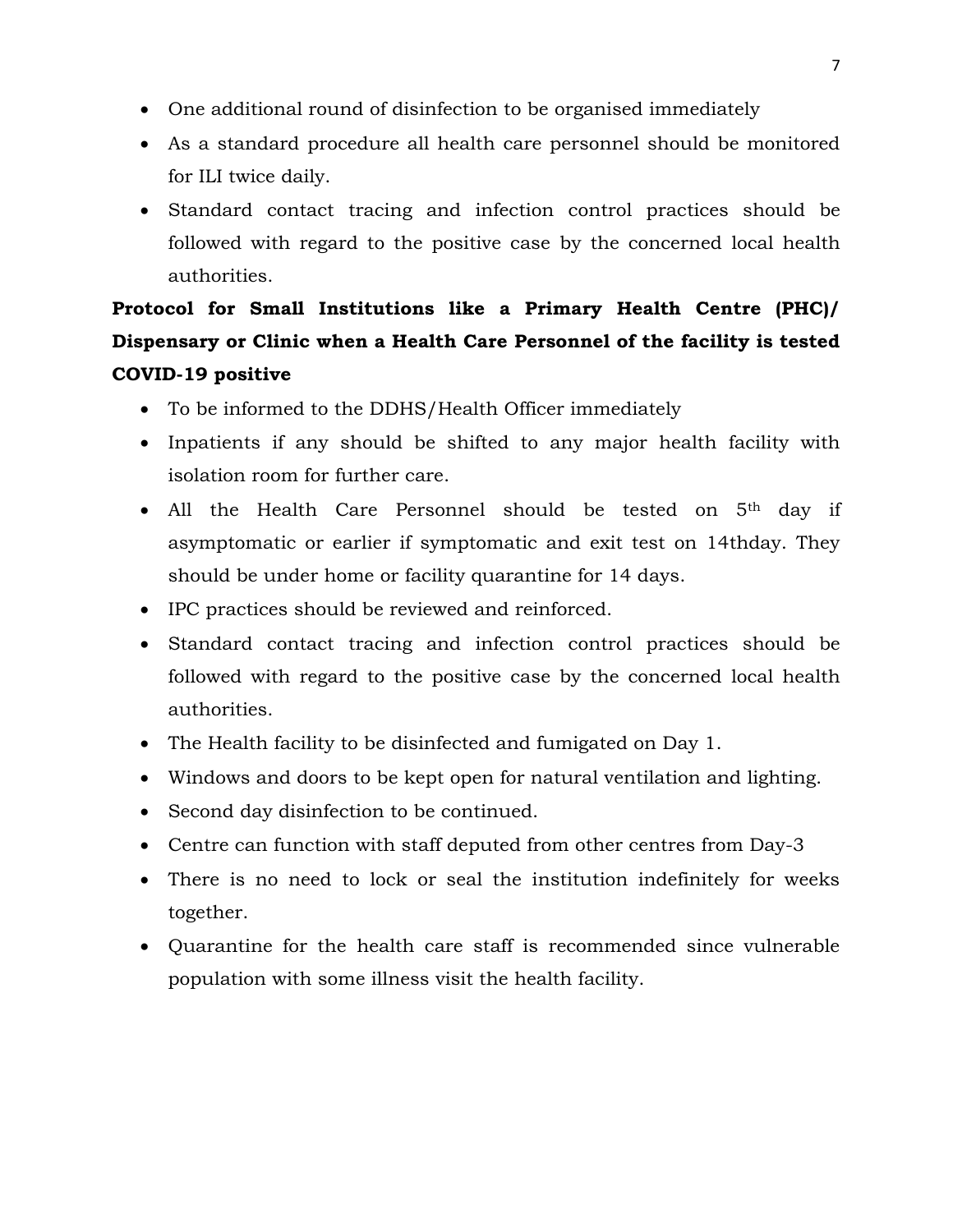- One additional round of disinfection to be organised immediately
- As a standard procedure all health care personnel should be monitored for ILI twice daily.
- Standard contact tracing and infection control practices should be followed with regard to the positive case by the concerned local health authorities.

**Protocol for Small Institutions like a Primary Health Centre (PHC)/ Dispensary or Clinic when a Health Care Personnel of the facility is tested COVID-19 positive**

- To be informed to the DDHS/Health Officer immediately
- Inpatients if any should be shifted to any major health facility with isolation room for further care.
- All the Health Care Personnel should be tested on 5th day if asymptomatic or earlier if symptomatic and exit test on 14thday. They should be under home or facility quarantine for 14 days.
- IPC practices should be reviewed and reinforced.
- Standard contact tracing and infection control practices should be followed with regard to the positive case by the concerned local health authorities.
- The Health facility to be disinfected and fumigated on Day 1.
- Windows and doors to be kept open for natural ventilation and lighting.
- Second day disinfection to be continued.
- Centre can function with staff deputed from other centres from Day-3
- There is no need to lock or seal the institution indefinitely for weeks together.
- Quarantine for the health care staff is recommended since vulnerable population with some illness visit the health facility.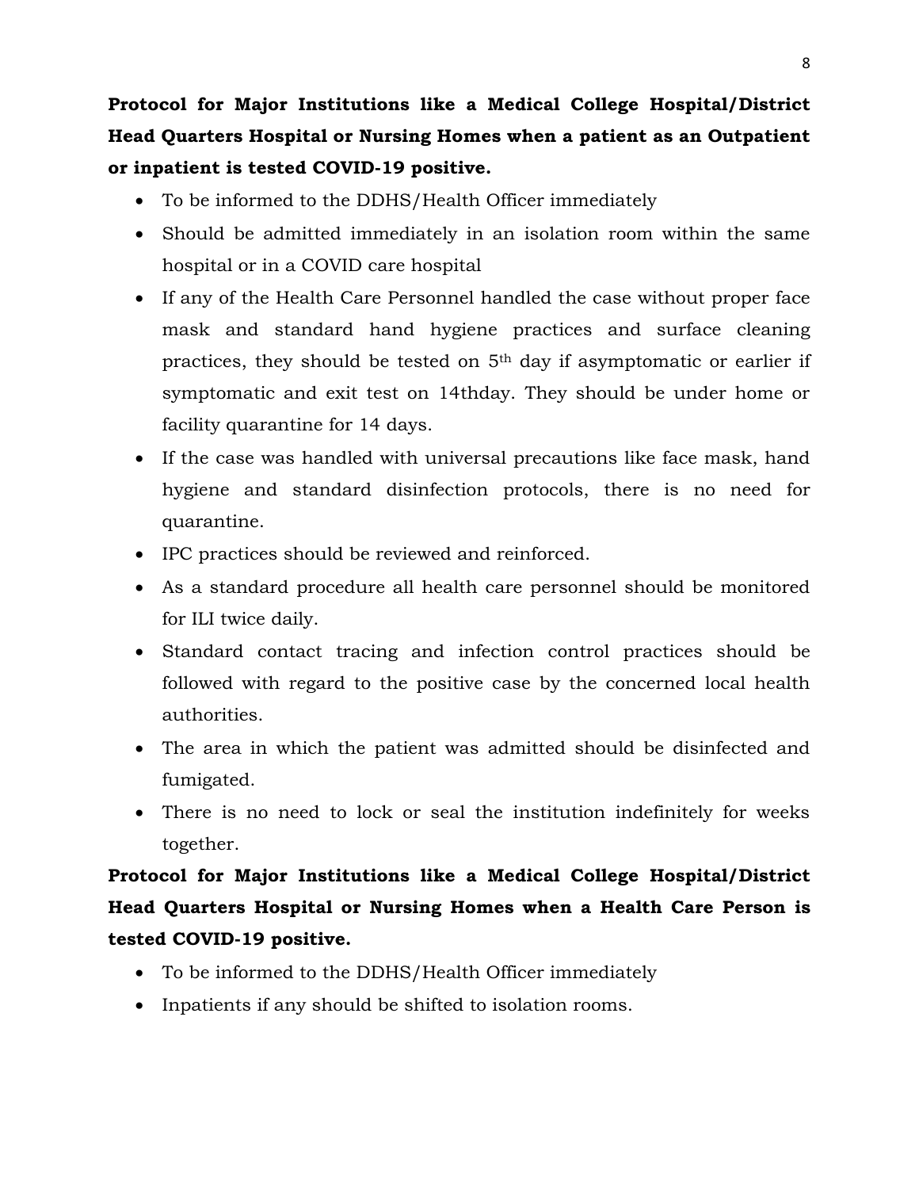**Protocol for Major Institutions like a Medical College Hospital/District Head Quarters Hospital or Nursing Homes when a patient as an Outpatient or inpatient is tested COVID-19 positive.**

- To be informed to the DDHS/Health Officer immediately
- Should be admitted immediately in an isolation room within the same hospital or in a COVID care hospital
- If any of the Health Care Personnel handled the case without proper face mask and standard hand hygiene practices and surface cleaning practices, they should be tested on 5th day if asymptomatic or earlier if symptomatic and exit test on 14thday. They should be under home or facility quarantine for 14 days.
- If the case was handled with universal precautions like face mask, hand hygiene and standard disinfection protocols, there is no need for quarantine.
- IPC practices should be reviewed and reinforced.
- As a standard procedure all health care personnel should be monitored for ILI twice daily.
- Standard contact tracing and infection control practices should be followed with regard to the positive case by the concerned local health authorities.
- The area in which the patient was admitted should be disinfected and fumigated.
- There is no need to lock or seal the institution indefinitely for weeks together.

**Protocol for Major Institutions like a Medical College Hospital/District Head Quarters Hospital or Nursing Homes when a Health Care Person is tested COVID-19 positive.**

- To be informed to the DDHS/Health Officer immediately
- Inpatients if any should be shifted to isolation rooms.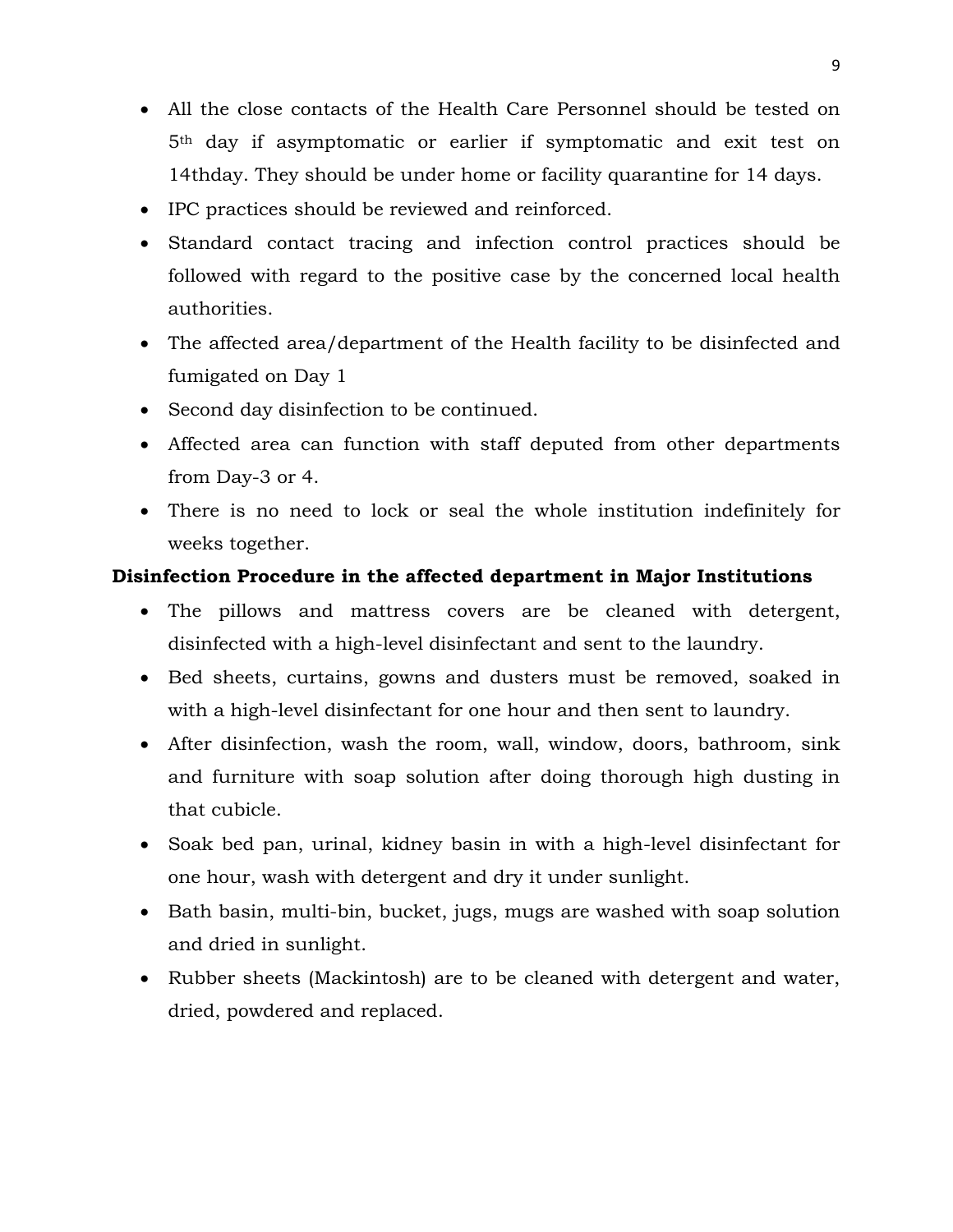- All the close contacts of the Health Care Personnel should be tested on 5th day if asymptomatic or earlier if symptomatic and exit test on 14thday. They should be under home or facility quarantine for 14 days.
- IPC practices should be reviewed and reinforced.
- Standard contact tracing and infection control practices should be followed with regard to the positive case by the concerned local health authorities.
- The affected area/department of the Health facility to be disinfected and fumigated on Day 1
- Second day disinfection to be continued.
- Affected area can function with staff deputed from other departments from Day-3 or 4.
- There is no need to lock or seal the whole institution indefinitely for weeks together.

**Disinfection Procedure in the affected department in Major Institutions**

- The pillows and mattress covers are be cleaned with detergent, disinfected with a high-level disinfectant and sent to the laundry.
- Bed sheets, curtains, gowns and dusters must be removed, soaked in with a high-level disinfectant for one hour and then sent to laundry.
- After disinfection, wash the room, wall, window, doors, bathroom, sink and furniture with soap solution after doing thorough high dusting in that cubicle.
- Soak bed pan, urinal, kidney basin in with a high-level disinfectant for one hour, wash with detergent and dry it under sunlight.
- Bath basin, multi-bin, bucket, jugs, mugs are washed with soap solution and dried in sunlight.
- Rubber sheets (Mackintosh) are to be cleaned with detergent and water, dried, powdered and replaced.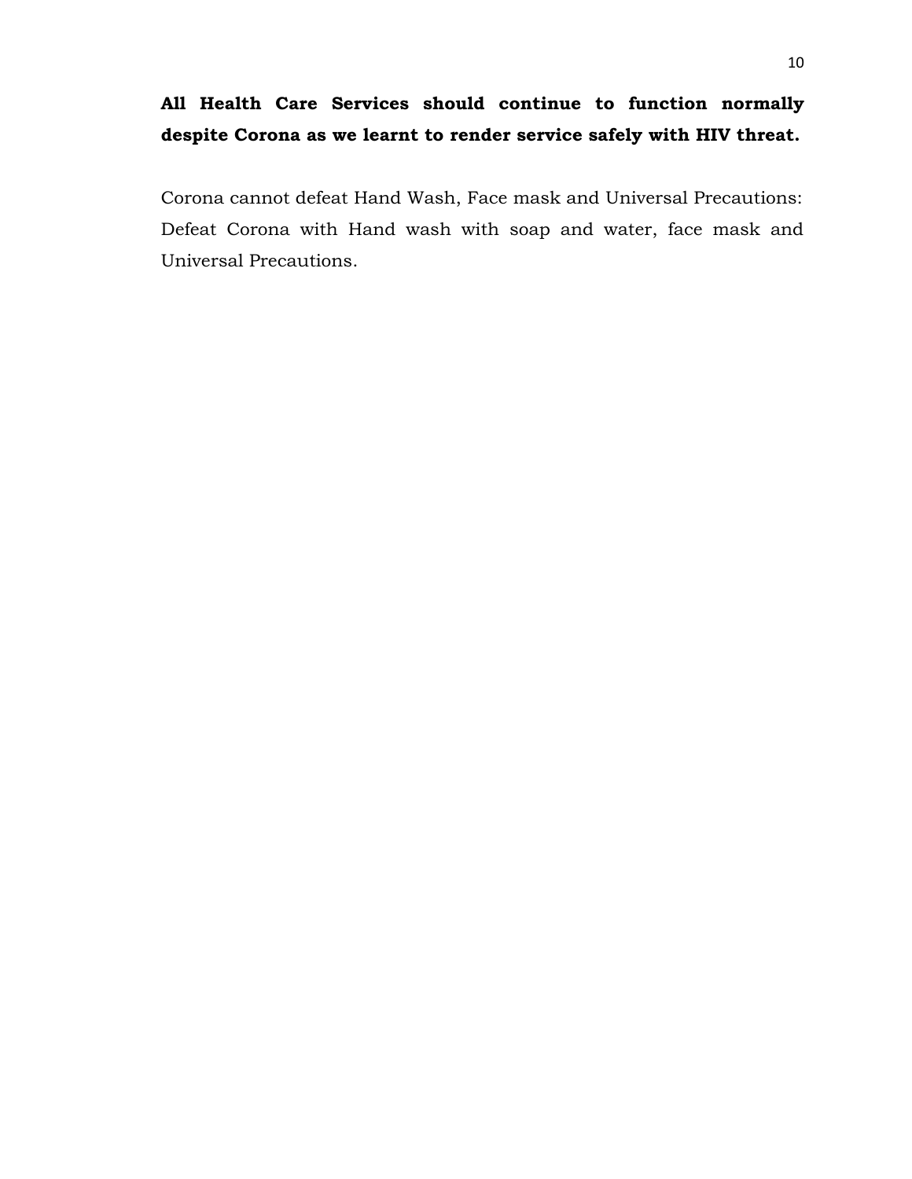**All Health Care Services should continue to function normally despite Corona as we learnt to render service safely with HIV threat.**

Corona cannot defeat Hand Wash, Face mask and Universal Precautions: Defeat Corona with Hand wash with soap and water, face mask and Universal Precautions.